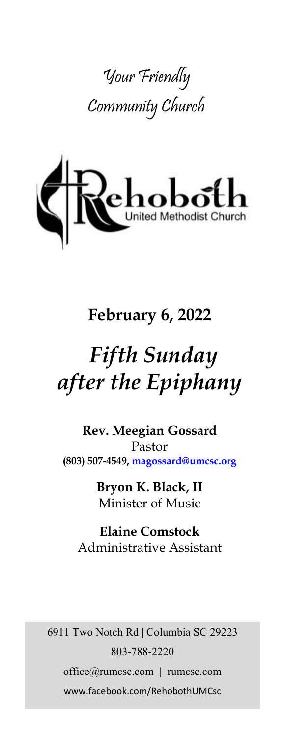Your Friendly Community Church

Rehoboth
United Methodist Church

**February 6, 2022**

# *Fifth Sunday after the Epiphany*

**Rev. Meegian Gossard**
Pastor
**(803) 507-4549, magossard@umcsc.org**

**Bryon K. Black, II**
Minister of Music

**Elaine Comstock**
Administrative Assistant

6911 Two Notch Rd | Columbia SC 29223
803-788-2220
office@rumcsc.com | rumcsc.com
www.facebook.com/RehobothUMCsc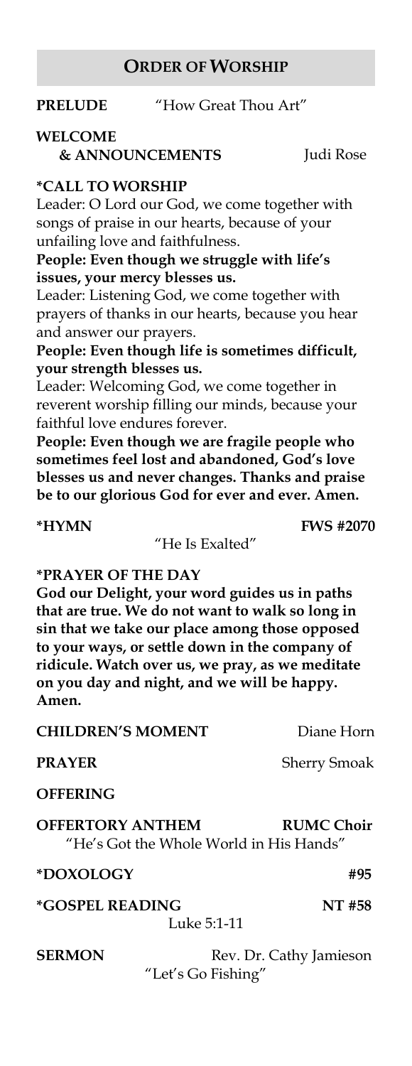## ORDER OF WORSHIP

**PRELUDE** "How Great Thou Art"

**WELCOME & ANNOUNCEMENTS** Judi Rose

**\*CALL TO WORSHIP**

Leader: O Lord our God, we come together with songs of praise in our hearts, because of your unfailing love and faithfulness.

**People: Even though we struggle with life's issues, your mercy blesses us.**

Leader: Listening God, we come together with prayers of thanks in our hearts, because you hear and answer our prayers.

**People: Even though life is sometimes difficult, your strength blesses us.**

Leader: Welcoming God, we come together in reverent worship filling our minds, because your faithful love endures forever.

**People: Even though we are fragile people who sometimes feel lost and abandoned, God's love blesses us and never changes. Thanks and praise be to our glorious God for ever and ever. Amen.**

**\*HYMN** **FWS #2070**
"He Is Exalted"

**\*PRAYER OF THE DAY**

**God our Delight, your word guides us in paths that are true. We do not want to walk so long in sin that we take our place among those opposed to your ways, or settle down in the company of ridicule. Watch over us, we pray, as we meditate on you day and night, and we will be happy. Amen.**

**CHILDREN'S MOMENT** Diane Horn

**PRAYER** Sherry Smoak

**OFFERING**

**OFFERTORY ANTHEM** **RUMC Choir**
"He's Got the Whole World in His Hands"

**\*DOXOLOGY** **#95**

**\*GOSPEL READING** **NT #58**
Luke 5:1-11

**SERMON** Rev. Dr. Cathy Jamieson
"Let's Go Fishing"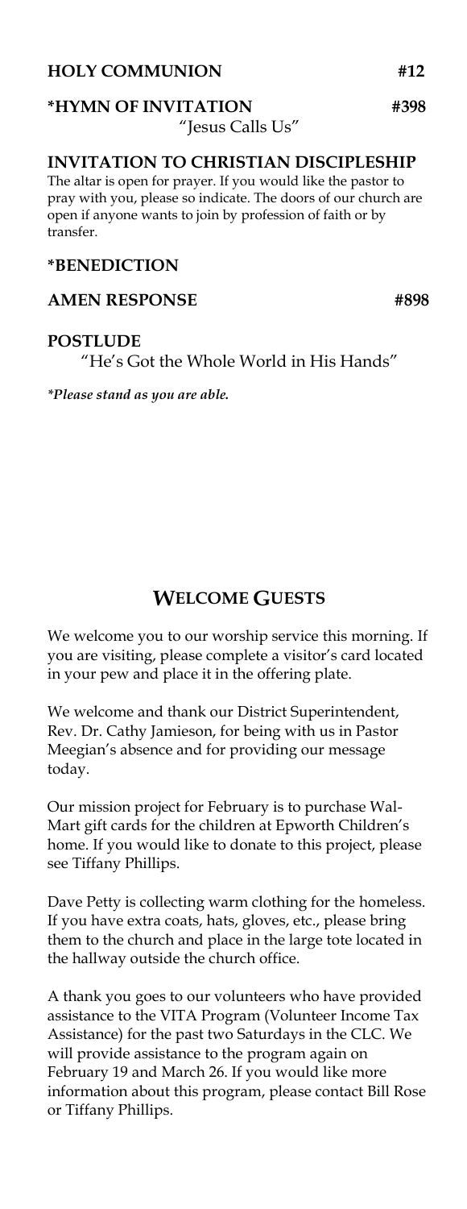**HOLY COMMUNION** #12

**\*HYMN OF INVITATION** #398
"Jesus Calls Us"

**INVITATION TO CHRISTIAN DISCIPLESHIP**

The altar is open for prayer. If you would like the pastor to pray with you, please so indicate. The doors of our church are open if anyone wants to join by profession of faith or by transfer.

**\*BENEDICTION**

**AMEN RESPONSE** #898

**POSTLUDE**
"He's Got the Whole World in His Hands"

*\*Please stand as you are able.*

## WELCOME GUESTS

We welcome you to our worship service this morning. If you are visiting, please complete a visitor's card located in your pew and place it in the offering plate.

We welcome and thank our District Superintendent, Rev. Dr. Cathy Jamieson, for being with us in Pastor Meegian's absence and for providing our message today.

Our mission project for February is to purchase Wal-Mart gift cards for the children at Epworth Children's home. If you would like to donate to this project, please see Tiffany Phillips.

Dave Petty is collecting warm clothing for the homeless. If you have extra coats, hats, gloves, etc., please bring them to the church and place in the large tote located in the hallway outside the church office.

A thank you goes to our volunteers who have provided assistance to the VITA Program (Volunteer Income Tax Assistance) for the past two Saturdays in the CLC. We will provide assistance to the program again on February 19 and March 26. If you would like more information about this program, please contact Bill Rose or Tiffany Phillips.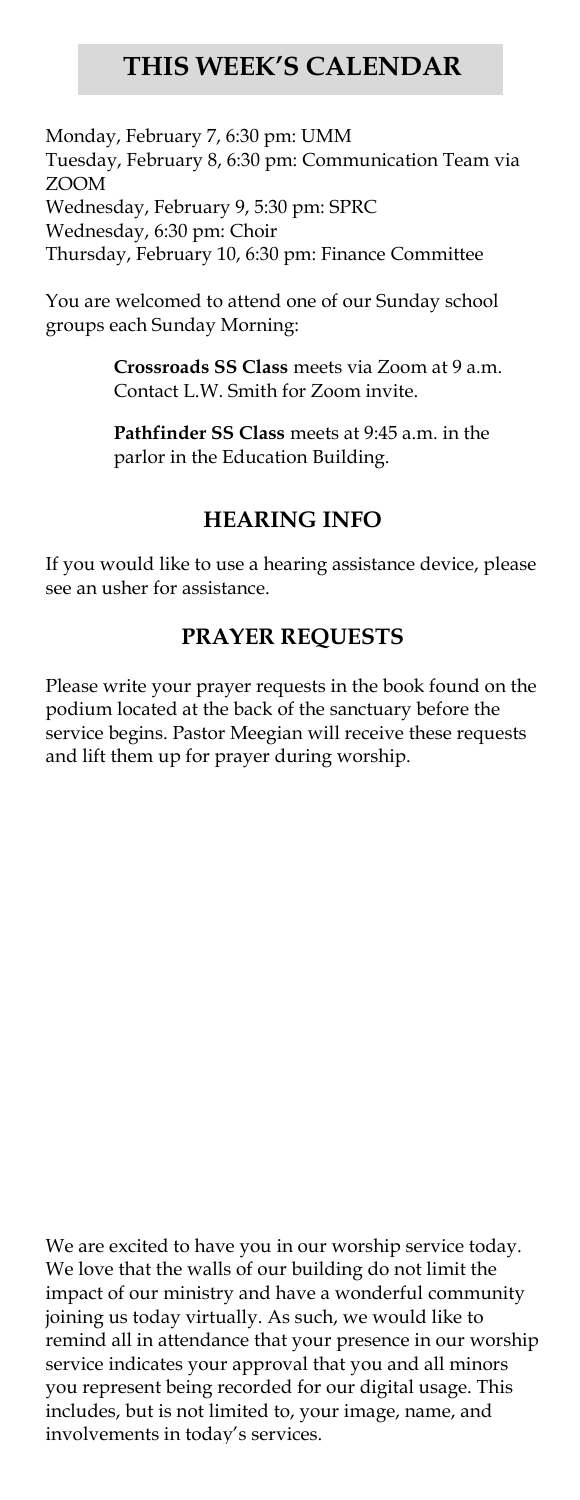## THIS WEEK'S CALENDAR

Monday, February 7, 6:30 pm: UMM
Tuesday, February 8, 6:30 pm: Communication Team via ZOOM
Wednesday, February 9, 5:30 pm: SPRC
Wednesday, 6:30 pm: Choir
Thursday, February 10, 6:30 pm: Finance Committee

You are welcomed to attend one of our Sunday school groups each Sunday Morning:

> **Crossroads SS Class** meets via Zoom at 9 a.m. Contact L.W. Smith for Zoom invite.
>
> **Pathfinder SS Class** meets at 9:45 a.m. in the parlor in the Education Building.

## HEARING INFO

If you would like to use a hearing assistance device, please see an usher for assistance.

## PRAYER REQUESTS

Please write your prayer requests in the book found on the podium located at the back of the sanctuary before the service begins. Pastor Meegian will receive these requests and lift them up for prayer during worship.

We are excited to have you in our worship service today. We love that the walls of our building do not limit the impact of our ministry and have a wonderful community joining us today virtually. As such, we would like to remind all in attendance that your presence in our worship service indicates your approval that you and all minors you represent being recorded for our digital usage. This includes, but is not limited to, your image, name, and involvements in today's services.